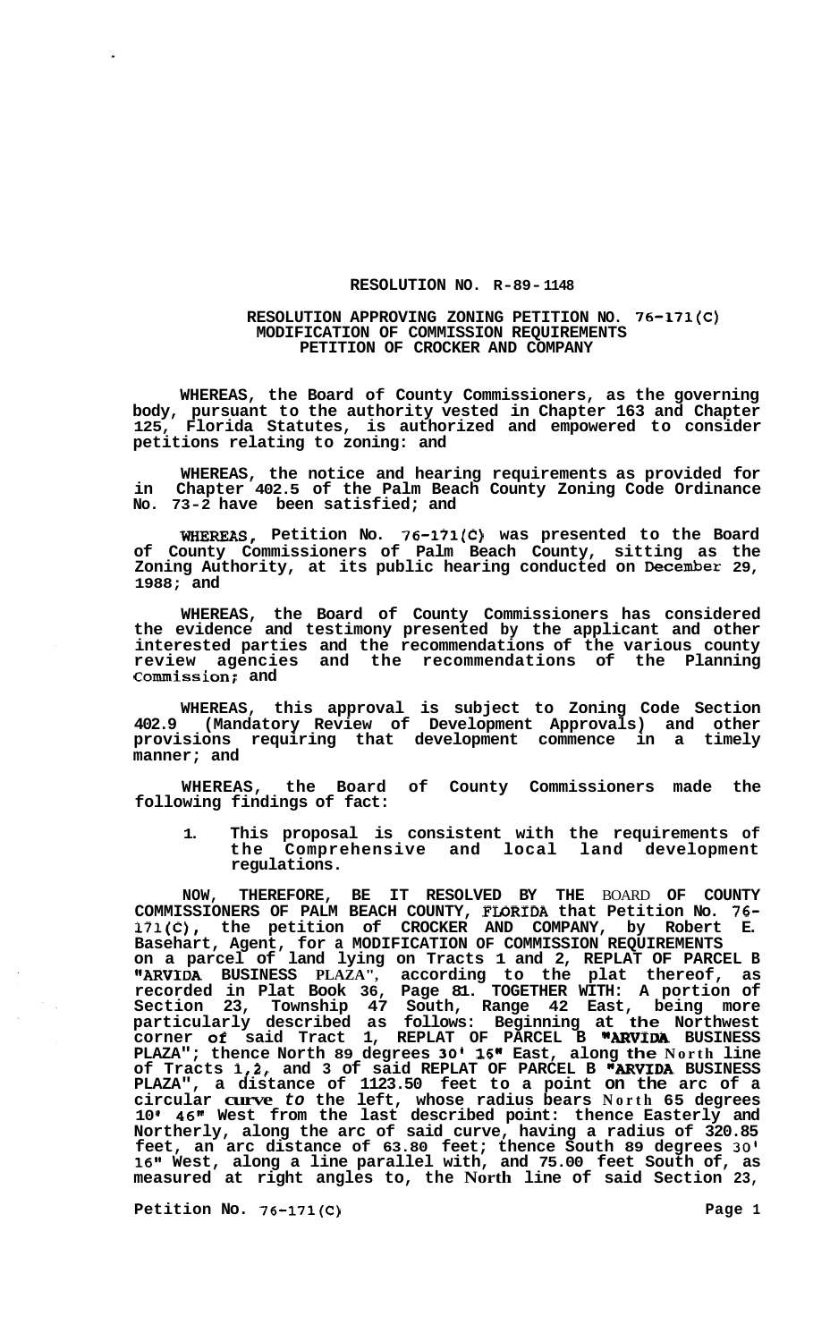# RESOLUTION NO. R-89-1148

## RESOLUTION APPROVING ZONING PETITION NO. 76-171(C) MODIFICATION OF COMMISSION REQUIREMENTS PETITION OF CROCKER AND COMPANY

**WHEREAS, the Board of County Commissioners, as the governing body, pursuant to the authority vested in Chapter 163 and Chapter 125, Florida Statutes, is authorized and empowered to consider petitions relating to zoning: and**

**WHEREAS, the notice and hearing requirements as provided for in Chapter 402.5 of the Palm Beach County Zoning Code Ordinance No. 73-2 have been satisfied; and**

**WHEREAS, Petition No. 76-171(C) was presented to the Board of County Commissioners of Palm Beach County, sitting as the Zoning Authority, at its public hearing conducted on December 29, 1988; and**

**WHEREAS, the Board of County Commissioners has considered the evidence and testimony presented by the applicant and other interested parties and the recommendations of the various county review agencies and the recommendations of the Planning Commission; and**

**WHEREAS, this approval is subject to Zoning Code Section 402.9 (Mandatory Review of Development Approvals) and other provisions requiring that development commence in a timely manner; and**

**WHEREAS, the Board of County Commissioners made the following findings of fact:**

1. **This proposal is consistent with the requirements of the Comprehensive and local land development regulations.**

**NOW, THEREFORE, BE IT RESOLVED BY THE BOARD OF COUNTY COMMISSIONERS OF PALM BEACH COUNTY, FLORIDA that Petition No. 76-171(C), the petition of CROCKER AND COMPANY, by Robert E. Basehart, Agent, for a MODIFICATION OF COMMISSION REQUIREMENTS on a parcel of land lying on Tracts 1 and 2, REPLAT OF PARCEL B "ARVIDA BUSINESS PLAZA", according to the plat thereof, as recorded in Plat Book 36, Page 81. TOGETHER WITH: A portion of Section 23, Township 47 South, Range 42 East, being more particularly described as follows: Beginning at the Northwest corner of said Tract 1, REPLAT OF PARCEL B "ARVIDA BUSINESS PLAZA"; thence North 89 degrees 30' 16" East, along the North line of Tracts 1,2, and 3 of said REPLAT OF PARCEL B "ARVIDA BUSINESS PLAZA", a distance of 1123.50 feet to a point on the arc of a circular curve to the left, whose radius bears North 65 degrees 10' 46" West from the last described point: thence Easterly and Northerly, along the arc of said curve, having a radius of 320.85 feet, an arc distance of 63.80 feet; thence South 89 degrees 30' 16" West, along a line parallel with, and 75.00 feet South of, as measured at right angles to, the North line of said Section 23,**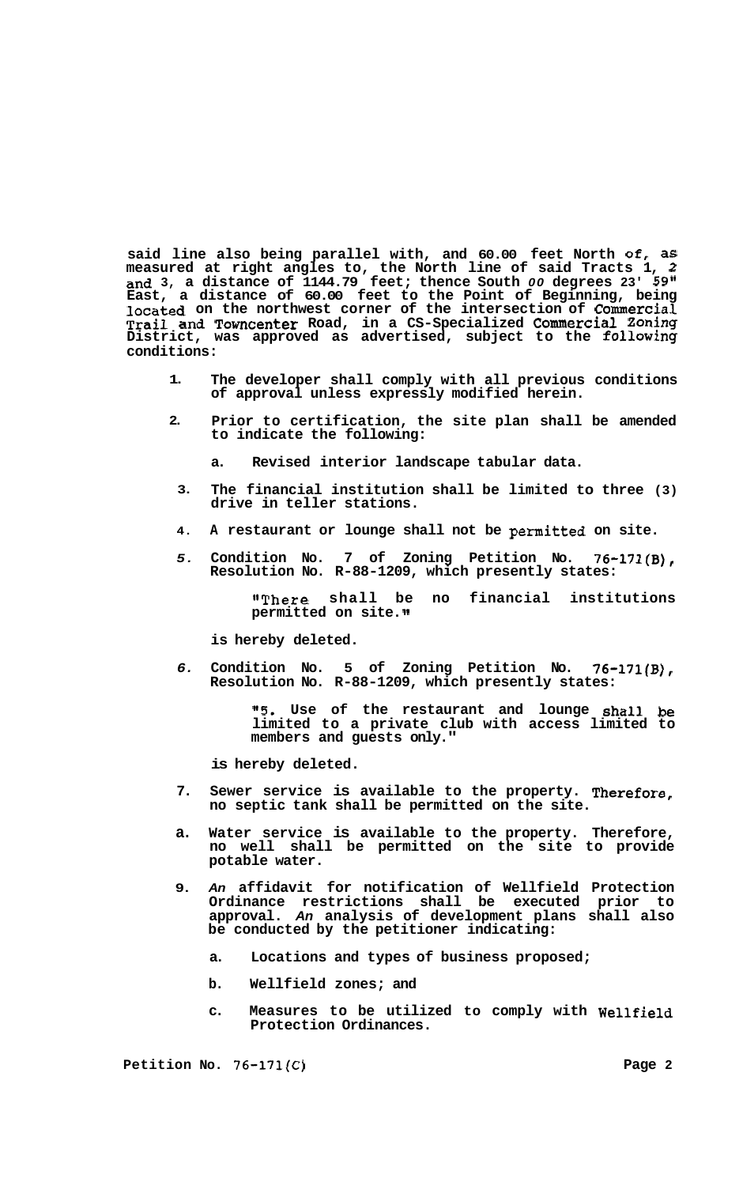**said line also being parallel with, and 60.00 feet North of, as measured at right angles to, the North line of said Tracts 1, 2 and 3, a distance of 1144.79 feet; thence South 00 degrees 23' 59" East, a distance of 60.00 feet to the Point of Beginning, being located on the northwest corner of the intersection of Commercial Trail and Towncenter Road, in a CS-Specialized Commercial Zoning District, was approved as advertised, subject to the following conditions:**

1. **The developer shall comply with all previous conditions of approval unless expressly modified herein.**

2. **Prior to certification, the site plan shall be amended to indicate the following:**

   a. **Revised interior landscape tabular data.**

3. **The financial institution shall be limited to three (3) drive in teller stations.**

4. **A restaurant or lounge shall not be permitted on site.**

5. **Condition No. 7 of Zoning Petition No. 76-171(B), Resolution No. R-88-1209, which presently states:**

   **"There shall be no financial institutions permitted on site."**

   **is hereby deleted.**

6. **Condition No. 5 of Zoning Petition No. 76-171(B), Resolution No. R-88-1209, which presently states:**

   **"5. Use of the restaurant and lounge shall be limited to a private club with access limited to members and guests only."**

   **is hereby deleted.**

7. **Sewer service is available to the property. Therefore, no septic tank shall be permitted on the site.**

8. **Water service is available to the property. Therefore, no well shall be permitted on the site to provide potable water.**

9. **An affidavit for notification of Wellfield Protection Ordinance restrictions shall be executed prior to approval. An analysis of development plans shall also be conducted by the petitioner indicating:**

   a. **Locations and types of business proposed;**

   b. **Wellfield zones; and**

   c. **Measures to be utilized to comply with Wellfield Protection Ordinances.**

**Petition No. 76-171(C)**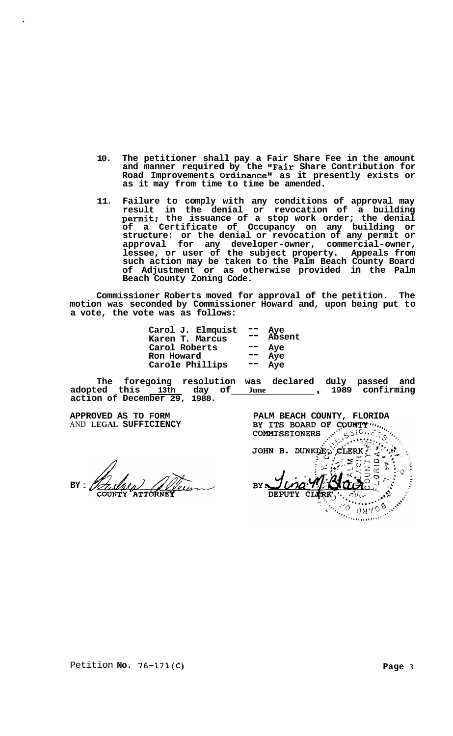10. The petitioner shall pay a Fair Share Fee in the amount and manner required by the "Fair Share Contribution for Road Improvements Ordinance" as it presently exists or as it may from time to time be amended.

11. Failure to comply with any conditions of approval may result in the denial or revocation of a building permit; the issuance of a stop work order; the denial of a Certificate of Occupancy on any building or structure: or the denial or revocation of any permit or approval for any developer-owner, commercial-owner, lessee, or user of the subject property. Appeals from such action may be taken to the Palm Beach County Board of Adjustment or as otherwise provided in the Palm Beach County Zoning Code.

Commissioner Roberts moved for approval of the petition. The motion was seconded by Commissioner Howard and, upon being put to a vote, the vote was as follows:

| | | |
|---|---|---|
| Carol J. Elmquist | -- | Aye |
| Karen T. Marcus | -- | Absent |
| Carol Roberts | -- | Aye |
| Ron Howard | -- | Aye |
| Carole Phillips | -- | Aye |

The foregoing resolution was declared duly passed and adopted this 13th day of June, 1989 confirming action of December 29, 1988.

APPROVED AS TO FORM AND LEGAL SUFFICIENCY

BY: COUNTY ATTORNEY

PALM BEACH COUNTY, FLORIDA BY ITS BOARD OF COUNTY COMMISSIONERS

JOHN B. DUNKLE, CLERK

BY: DEPUTY CLERK

Petition No. 76-171(C)